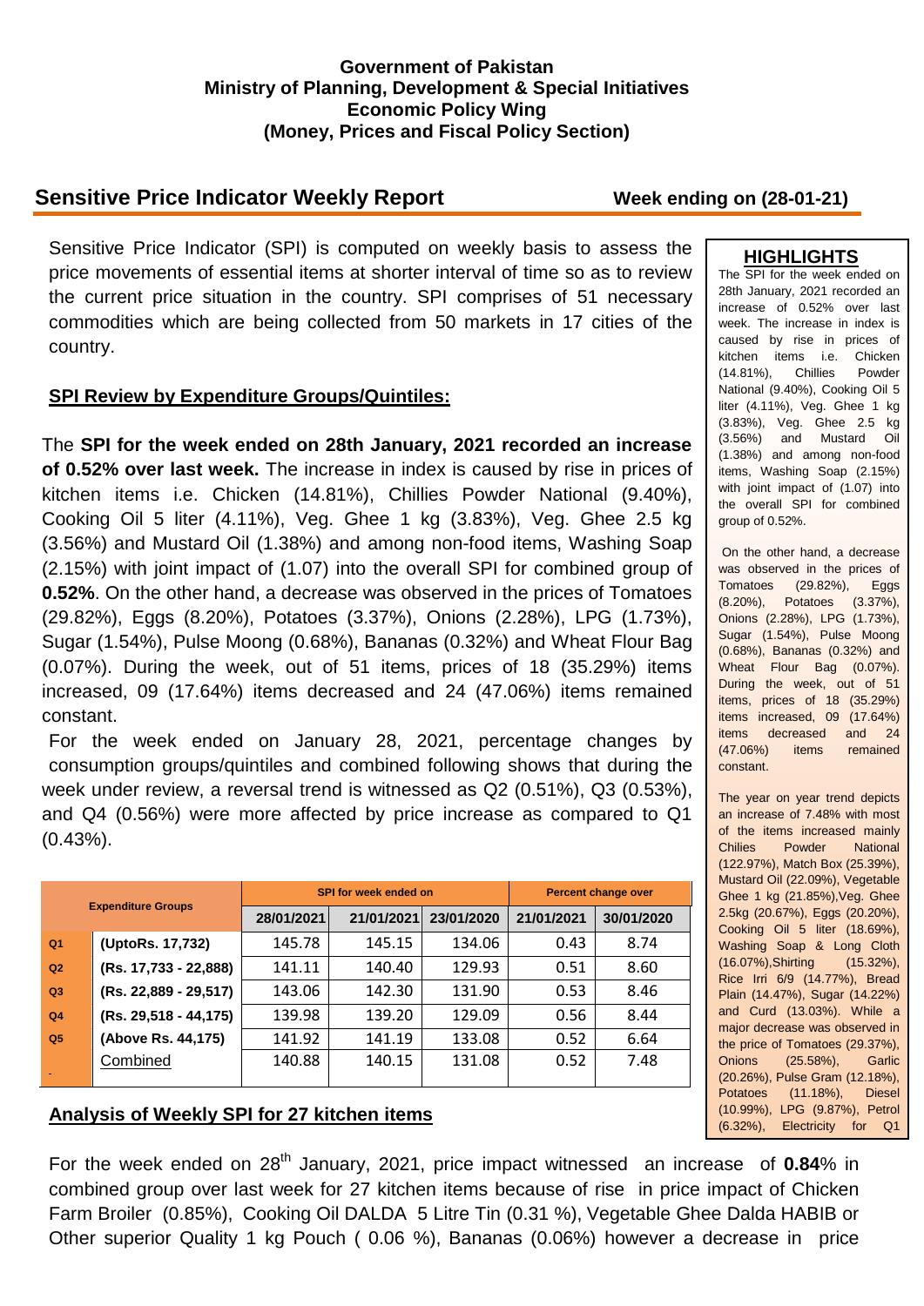**Government of Pakistan**
**Ministry of Planning, Development & Special Initiatives**
**Economic Policy Wing**
**(Money, Prices and Fiscal Policy Section)**

## Sensitive Price Indicator Weekly Report

**Week ending on (28-01-21)**

Sensitive Price Indicator (SPI) is computed on weekly basis to assess the price movements of essential items at shorter interval of time so as to review the current price situation in the country. SPI comprises of 51 necessary commodities which are being collected from 50 markets in 17 cities of the country.

### SPI Review by Expenditure Groups/Quintiles:

The **SPI for the week ended on 28th January, 2021 recorded an increase of 0.52% over last week.** The increase in index is caused by rise in prices of kitchen items i.e. Chicken (14.81%), Chillies Powder National (9.40%), Cooking Oil 5 liter (4.11%), Veg. Ghee 1 kg (3.83%), Veg. Ghee 2.5 kg (3.56%) and Mustard Oil (1.38%) and among non-food items, Washing Soap (2.15%) with joint impact of (1.07) into the overall SPI for combined group of **0.52%**. On the other hand, a decrease was observed in the prices of Tomatoes (29.82%), Eggs (8.20%), Potatoes (3.37%), Onions (2.28%), LPG (1.73%), Sugar (1.54%), Pulse Moong (0.68%), Bananas (0.32%) and Wheat Flour Bag (0.07%). During the week, out of 51 items, prices of 18 (35.29%) items increased, 09 (17.64%) items decreased and 24 (47.06%) items remained constant.

For the week ended on January 28, 2021, percentage changes by consumption groups/quintiles and combined following shows that during the week under review, a reversal trend is witnessed as Q2 (0.51%), Q3 (0.53%), and Q4 (0.56%) were more affected by price increase as compared to Q1 (0.43%).

| Expenditure Groups | | SPI for week ended on | | | Percent change over | |
|---|---|---|---|---|---|---|
| | | 28/01/2021 | 21/01/2021 | 23/01/2020 | 21/01/2021 | 30/01/2020 |
| Q1 | (UptoRs. 17,732) | 145.78 | 145.15 | 134.06 | 0.43 | 8.74 |
| Q2 | (Rs. 17,733 - 22,888) | 141.11 | 140.40 | 129.93 | 0.51 | 8.60 |
| Q3 | (Rs. 22,889 - 29,517) | 143.06 | 142.30 | 131.90 | 0.53 | 8.46 |
| Q4 | (Rs. 29,518 - 44,175) | 139.98 | 139.20 | 129.09 | 0.56 | 8.44 |
| Q5 | (Above Rs. 44,175) | 141.92 | 141.19 | 133.08 | 0.52 | 6.64 |
| | Combined | 140.88 | 140.15 | 131.08 | 0.52 | 7.48 |

### HIGHLIGHTS

The SPI for the week ended on 28th January, 2021 recorded an increase of 0.52% over last week. The increase in index is caused by rise in prices of kitchen items i.e. Chicken (14.81%), Chillies Powder National (9.40%), Cooking Oil 5 liter (4.11%), Veg. Ghee 1 kg (3.83%), Veg. Ghee 2.5 kg (3.56%) and Mustard Oil (1.38%) and among non-food items, Washing Soap (2.15%) with joint impact of (1.07) into the overall SPI for combined group of 0.52%.

On the other hand, a decrease was observed in the prices of Tomatoes (29.82%), Eggs (8.20%), Potatoes (3.37%), Onions (2.28%), LPG (1.73%), Sugar (1.54%), Pulse Moong (0.68%), Bananas (0.32%) and Wheat Flour Bag (0.07%). During the week, out of 51 items, prices of 18 (35.29%) items increased, 09 (17.64%) items decreased and 24 (47.06%) items remained constant.

The year on year trend depicts an increase of 7.48% with most of the items increased mainly Chilies Powder National (122.97%), Match Box (25.39%), Mustard Oil (22.09%), Vegetable Ghee 1 kg (21.85%),Veg. Ghee 2.5kg (20.67%), Eggs (20.20%), Cooking Oil 5 liter (18.69%), Washing Soap & Long Cloth (16.07%),Shirting (15.32%), Rice Irri 6/9 (14.77%), Bread Plain (14.47%), Sugar (14.22%) and Curd (13.03%). While a major decrease was observed in the price of Tomatoes (29.37%), Onions (25.58%), Garlic (20.26%), Pulse Gram (12.18%), Potatoes (11.18%), Diesel (10.99%), LPG (9.87%), Petrol (6.32%), Electricity for Q1

### Analysis of Weekly SPI for 27 kitchen items

For the week ended on 28th January, 2021, price impact witnessed an increase of **0.84**% in combined group over last week for 27 kitchen items because of rise in price impact of Chicken Farm Broiler (0.85%), Cooking Oil DALDA 5 Litre Tin (0.31 %), Vegetable Ghee Dalda HABIB or Other superior Quality 1 kg Pouch ( 0.06 %), Bananas (0.06%) however a decrease in price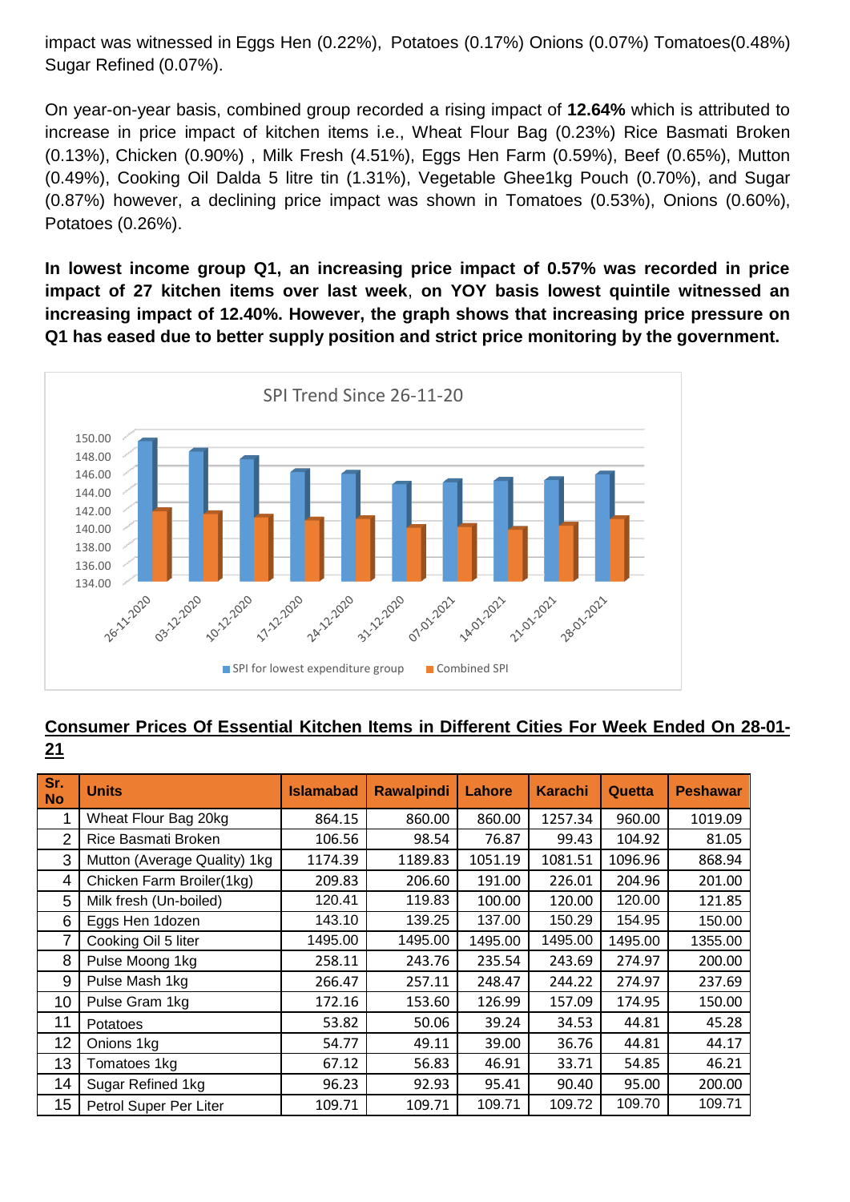impact was witnessed in Eggs Hen (0.22%), Potatoes (0.17%) Onions (0.07%) Tomatoes(0.48%) Sugar Refined (0.07%).

On year-on-year basis, combined group recorded a rising impact of **12.64%** which is attributed to increase in price impact of kitchen items i.e., Wheat Flour Bag (0.23%) Rice Basmati Broken (0.13%), Chicken (0.90%) , Milk Fresh (4.51%), Eggs Hen Farm (0.59%), Beef (0.65%), Mutton (0.49%), Cooking Oil Dalda 5 litre tin (1.31%), Vegetable Ghee1kg Pouch (0.70%), and Sugar (0.87%) however, a declining price impact was shown in Tomatoes (0.53%), Onions (0.60%), Potatoes (0.26%).

**In lowest income group Q1, an increasing price impact of 0.57% was recorded in price impact of 27 kitchen items over last week**, **on YOY basis lowest quintile witnessed an increasing impact of 12.40%. However, the graph shows that increasing price pressure on Q1 has eased due to better supply position and strict price monitoring by the government.**

SPI Trend Since 26-11-20

■ SPI for lowest expenditure group ■ Combined SPI

## Consumer Prices Of Essential Kitchen Items in Different Cities For Week Ended On 28-01-21

| Sr. No | Units | Islamabad | Rawalpindi | Lahore | Karachi | Quetta | Peshawar |
|---|---|---|---|---|---|---|---|
| 1 | Wheat Flour Bag 20kg | 864.15 | 860.00 | 860.00 | 1257.34 | 960.00 | 1019.09 |
| 2 | Rice Basmati Broken | 106.56 | 98.54 | 76.87 | 99.43 | 104.92 | 81.05 |
| 3 | Mutton (Average Quality) 1kg | 1174.39 | 1189.83 | 1051.19 | 1081.51 | 1096.96 | 868.94 |
| 4 | Chicken Farm Broiler(1kg) | 209.83 | 206.60 | 191.00 | 226.01 | 204.96 | 201.00 |
| 5 | Milk fresh (Un-boiled) | 120.41 | 119.83 | 100.00 | 120.00 | 120.00 | 121.85 |
| 6 | Eggs Hen 1dozen | 143.10 | 139.25 | 137.00 | 150.29 | 154.95 | 150.00 |
| 7 | Cooking Oil 5 liter | 1495.00 | 1495.00 | 1495.00 | 1495.00 | 1495.00 | 1355.00 |
| 8 | Pulse Moong 1kg | 258.11 | 243.76 | 235.54 | 243.69 | 274.97 | 200.00 |
| 9 | Pulse Mash 1kg | 266.47 | 257.11 | 248.47 | 244.22 | 274.97 | 237.69 |
| 10 | Pulse Gram 1kg | 172.16 | 153.60 | 126.99 | 157.09 | 174.95 | 150.00 |
| 11 | Potatoes | 53.82 | 50.06 | 39.24 | 34.53 | 44.81 | 45.28 |
| 12 | Onions 1kg | 54.77 | 49.11 | 39.00 | 36.76 | 44.81 | 44.17 |
| 13 | Tomatoes 1kg | 67.12 | 56.83 | 46.91 | 33.71 | 54.85 | 46.21 |
| 14 | Sugar Refined 1kg | 96.23 | 92.93 | 95.41 | 90.40 | 95.00 | 200.00 |
| 15 | Petrol Super Per Liter | 109.71 | 109.71 | 109.71 | 109.72 | 109.70 | 109.71 |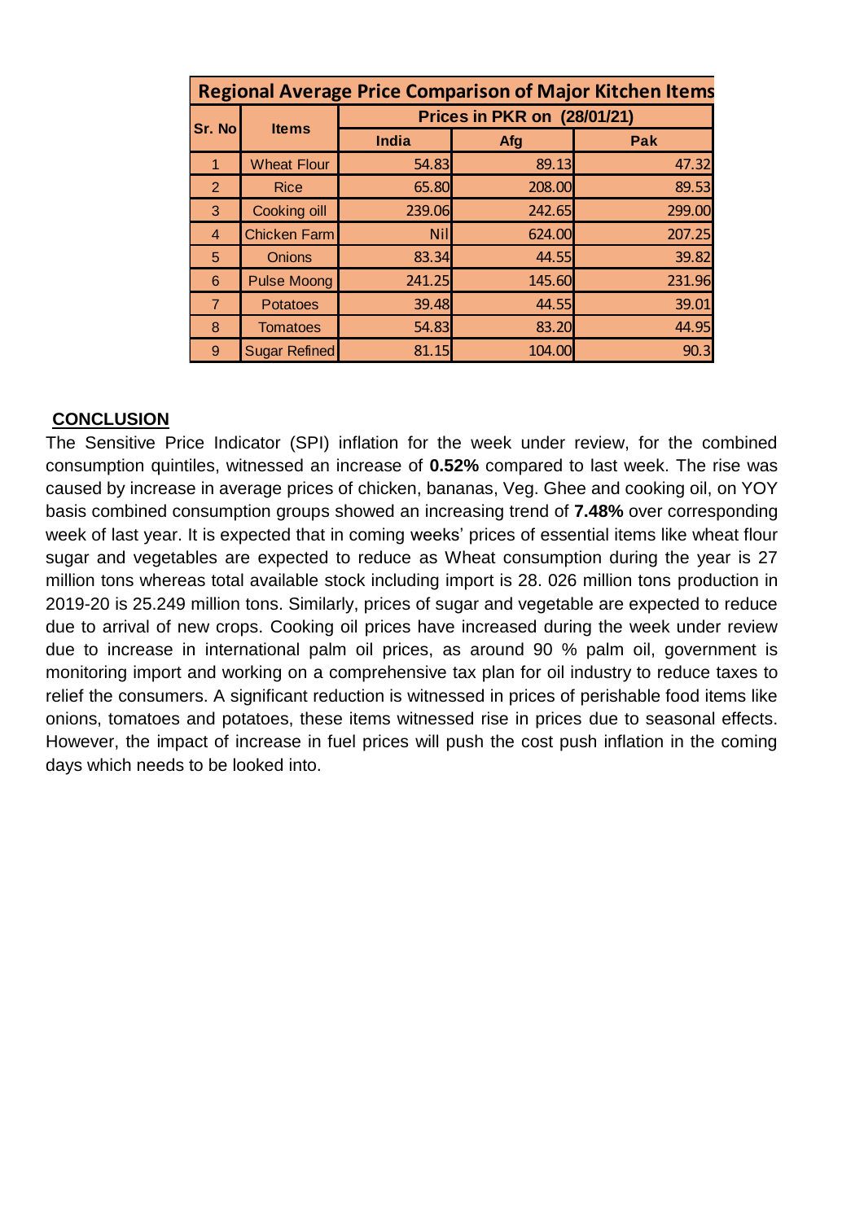| Regional Average Price Comparison of Major Kitchen Items | | | | |
|---|---|---|---|---|
| Sr. No | Items | Prices in PKR on (28/01/21) | | |
| | | India | Afg | Pak |
| 1 | Wheat Flour | 54.83 | 89.13 | 47.32 |
| 2 | Rice | 65.80 | 208.00 | 89.53 |
| 3 | Cooking oill | 239.06 | 242.65 | 299.00 |
| 4 | Chicken Farm | Nil | 624.00 | 207.25 |
| 5 | Onions | 83.34 | 44.55 | 39.82 |
| 6 | Pulse Moong | 241.25 | 145.60 | 231.96 |
| 7 | Potatoes | 39.48 | 44.55 | 39.01 |
| 8 | Tomatoes | 54.83 | 83.20 | 44.95 |
| 9 | Sugar Refined | 81.15 | 104.00 | 90.3 |

## CONCLUSION

The Sensitive Price Indicator (SPI) inflation for the week under review, for the combined consumption quintiles, witnessed an increase of **0.52%** compared to last week. The rise was caused by increase in average prices of chicken, bananas, Veg. Ghee and cooking oil, on YOY basis combined consumption groups showed an increasing trend of **7.48%** over corresponding week of last year. It is expected that in coming weeks' prices of essential items like wheat flour sugar and vegetables are expected to reduce as Wheat consumption during the year is 27 million tons whereas total available stock including import is 28. 026 million tons production in 2019-20 is 25.249 million tons. Similarly, prices of sugar and vegetable are expected to reduce due to arrival of new crops. Cooking oil prices have increased during the week under review due to increase in international palm oil prices, as around 90 % palm oil, government is monitoring import and working on a comprehensive tax plan for oil industry to reduce taxes to relief the consumers. A significant reduction is witnessed in prices of perishable food items like onions, tomatoes and potatoes, these items witnessed rise in prices due to seasonal effects. However, the impact of increase in fuel prices will push the cost push inflation in the coming days which needs to be looked into.